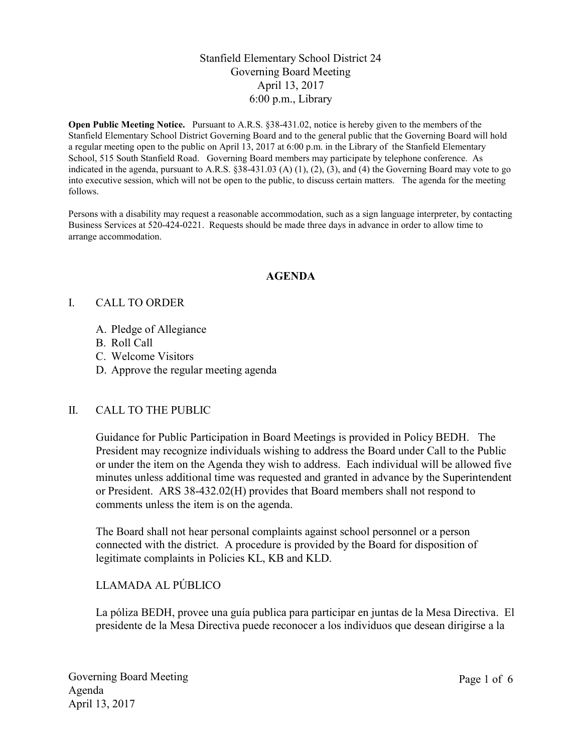Stanfield Elementary School District 24
Governing Board Meeting
April 13, 2017
6:00 p.m., Library

**Open Public Meeting Notice.** Pursuant to A.R.S. §38-431.02, notice is hereby given to the members of the Stanfield Elementary School District Governing Board and to the general public that the Governing Board will hold a regular meeting open to the public on April 13, 2017 at 6:00 p.m. in the Library of the Stanfield Elementary School, 515 South Stanfield Road. Governing Board members may participate by telephone conference. As indicated in the agenda, pursuant to A.R.S. §38-431.03 (A) (1), (2), (3), and (4) the Governing Board may vote to go into executive session, which will not be open to the public, to discuss certain matters. The agenda for the meeting follows.

Persons with a disability may request a reasonable accommodation, such as a sign language interpreter, by contacting Business Services at 520-424-0221. Requests should be made three days in advance in order to allow time to arrange accommodation.

## AGENDA

I. CALL TO ORDER

A. Pledge of Allegiance
B. Roll Call
C. Welcome Visitors
D. Approve the regular meeting agenda

II. CALL TO THE PUBLIC

Guidance for Public Participation in Board Meetings is provided in Policy BEDH. The President may recognize individuals wishing to address the Board under Call to the Public or under the item on the Agenda they wish to address. Each individual will be allowed five minutes unless additional time was requested and granted in advance by the Superintendent or President. ARS 38-432.02(H) provides that Board members shall not respond to comments unless the item is on the agenda.

The Board shall not hear personal complaints against school personnel or a person connected with the district. A procedure is provided by the Board for disposition of legitimate complaints in Policies KL, KB and KLD.

LLAMADA AL PÚBLICO

La póliza BEDH, provee una guía publica para participar en juntas de la Mesa Directiva. El presidente de la Mesa Directiva puede reconocer a los individuos que desean dirigirse a la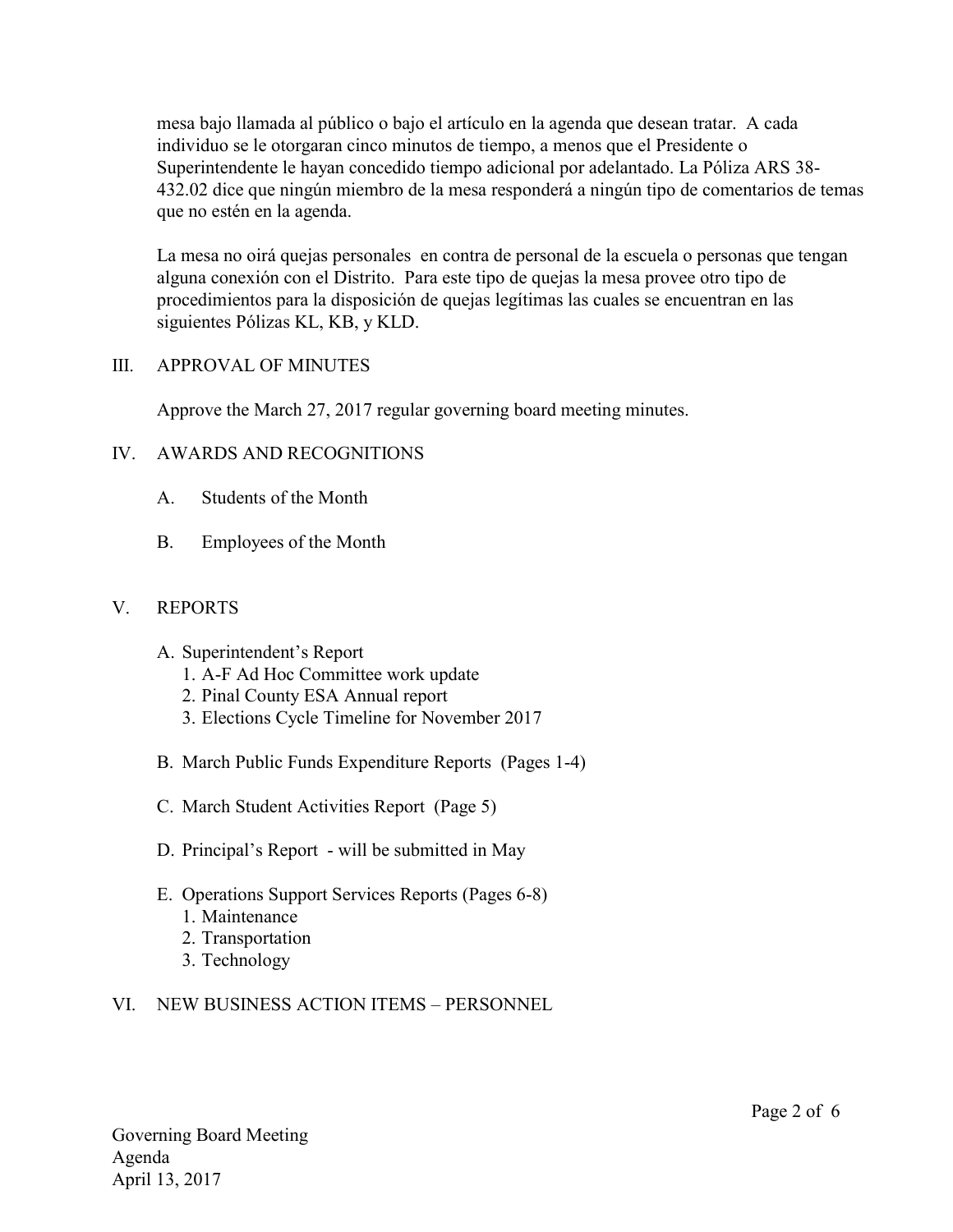mesa bajo llamada al público o bajo el artículo en la agenda que desean tratar. A cada individuo se le otorgaran cinco minutos de tiempo, a menos que el Presidente o Superintendente le hayan concedido tiempo adicional por adelantado. La Póliza ARS 38-432.02 dice que ningún miembro de la mesa responderá a ningún tipo de comentarios de temas que no estén en la agenda.

La mesa no oirá quejas personales en contra de personal de la escuela o personas que tengan alguna conexión con el Distrito. Para este tipo de quejas la mesa provee otro tipo de procedimientos para la disposición de quejas legítimas las cuales se encuentran en las siguientes Pólizas KL, KB, y KLD.

## III. APPROVAL OF MINUTES

Approve the March 27, 2017 regular governing board meeting minutes.

## IV. AWARDS AND RECOGNITIONS

A. Students of the Month

B. Employees of the Month

## V. REPORTS

A. Superintendent's Report
   1. A-F Ad Hoc Committee work update
   2. Pinal County ESA Annual report
   3. Elections Cycle Timeline for November 2017

B. March Public Funds Expenditure Reports (Pages 1-4)

C. March Student Activities Report (Page 5)

D. Principal's Report - will be submitted in May

E. Operations Support Services Reports (Pages 6-8)
   1. Maintenance
   2. Transportation
   3. Technology

## VI. NEW BUSINESS ACTION ITEMS – PERSONNEL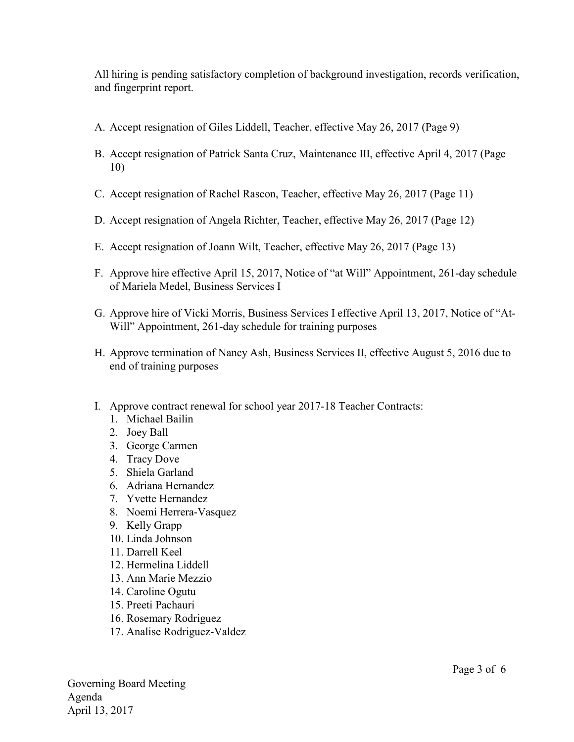All hiring is pending satisfactory completion of background investigation, records verification, and fingerprint report.

A. Accept resignation of Giles Liddell, Teacher, effective May 26, 2017 (Page 9)

B. Accept resignation of Patrick Santa Cruz, Maintenance III, effective April 4, 2017 (Page 10)

C. Accept resignation of Rachel Rascon, Teacher, effective May 26, 2017 (Page 11)

D. Accept resignation of Angela Richter, Teacher, effective May 26, 2017 (Page 12)

E. Accept resignation of Joann Wilt, Teacher, effective May 26, 2017 (Page 13)

F. Approve hire effective April 15, 2017, Notice of "at Will" Appointment, 261-day schedule of Mariela Medel, Business Services I

G. Approve hire of Vicki Morris, Business Services I effective April 13, 2017, Notice of "At-Will" Appointment, 261-day schedule for training purposes

H. Approve termination of Nancy Ash, Business Services II, effective August 5, 2016 due to end of training purposes

I. Approve contract renewal for school year 2017-18 Teacher Contracts:
   1. Michael Bailin
   2. Joey Ball
   3. George Carmen
   4. Tracy Dove
   5. Shiela Garland
   6. Adriana Hernandez
   7. Yvette Hernandez
   8. Noemi Herrera-Vasquez
   9. Kelly Grapp
   10. Linda Johnson
   11. Darrell Keel
   12. Hermelina Liddell
   13. Ann Marie Mezzio
   14. Caroline Ogutu
   15. Preeti Pachauri
   16. Rosemary Rodriguez
   17. Analise Rodriguez-Valdez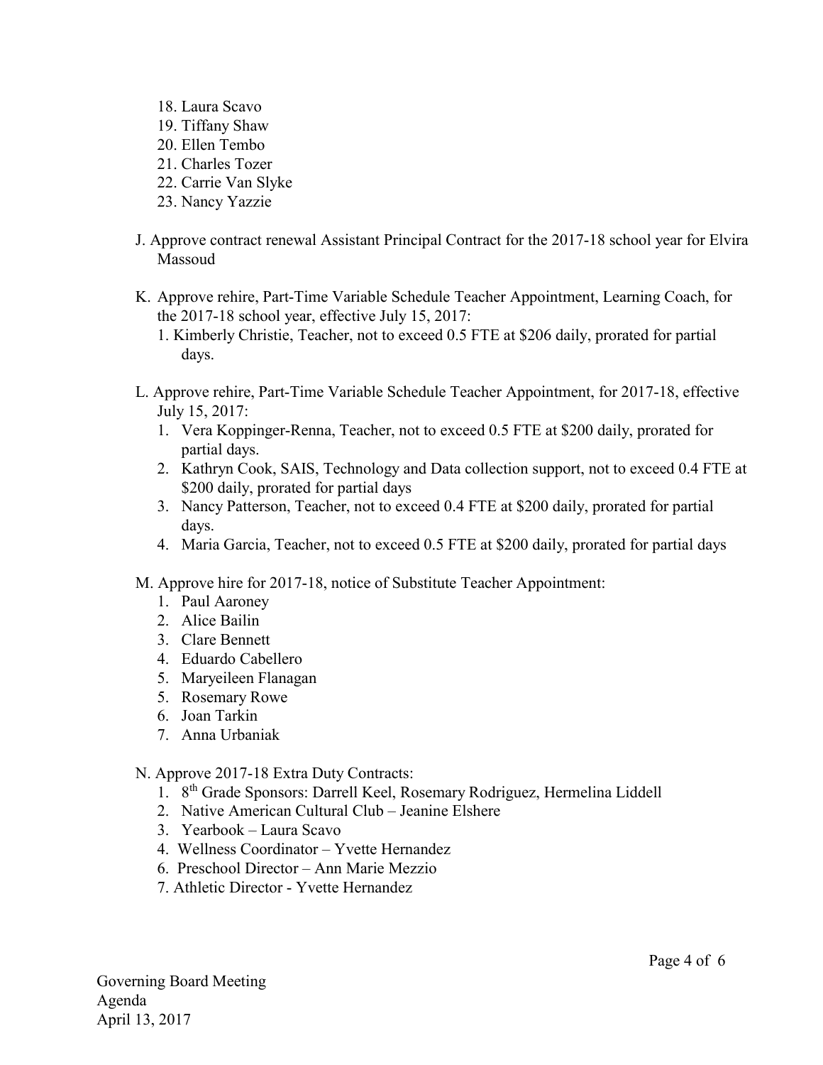18. Laura Scavo
19. Tiffany Shaw
20. Ellen Tembo
21. Charles Tozer
22. Carrie Van Slyke
23. Nancy Yazzie

J. Approve contract renewal Assistant Principal Contract for the 2017-18 school year for Elvira Massoud

K. Approve rehire, Part-Time Variable Schedule Teacher Appointment, Learning Coach, for the 2017-18 school year, effective July 15, 2017:
   1. Kimberly Christie, Teacher, not to exceed 0.5 FTE at $206 daily, prorated for partial days.

L. Approve rehire, Part-Time Variable Schedule Teacher Appointment, for 2017-18, effective July 15, 2017:
   1. Vera Koppinger-Renna, Teacher, not to exceed 0.5 FTE at $200 daily, prorated for partial days.
   2. Kathryn Cook, SAIS, Technology and Data collection support, not to exceed 0.4 FTE at $200 daily, prorated for partial days
   3. Nancy Patterson, Teacher, not to exceed 0.4 FTE at $200 daily, prorated for partial days.
   4. Maria Garcia, Teacher, not to exceed 0.5 FTE at $200 daily, prorated for partial days

M. Approve hire for 2017-18, notice of Substitute Teacher Appointment:
   1. Paul Aaroney
   2. Alice Bailin
   3. Clare Bennett
   4. Eduardo Cabellero
   5. Maryeileen Flanagan
   5. Rosemary Rowe
   6. Joan Tarkin
   7. Anna Urbaniak

N. Approve 2017-18 Extra Duty Contracts:
   1. 8th Grade Sponsors: Darrell Keel, Rosemary Rodriguez, Hermelina Liddell
   2. Native American Cultural Club – Jeanine Elshere
   3. Yearbook – Laura Scavo
   4. Wellness Coordinator – Yvette Hernandez
   6. Preschool Director – Ann Marie Mezzio
   7. Athletic Director - Yvette Hernandez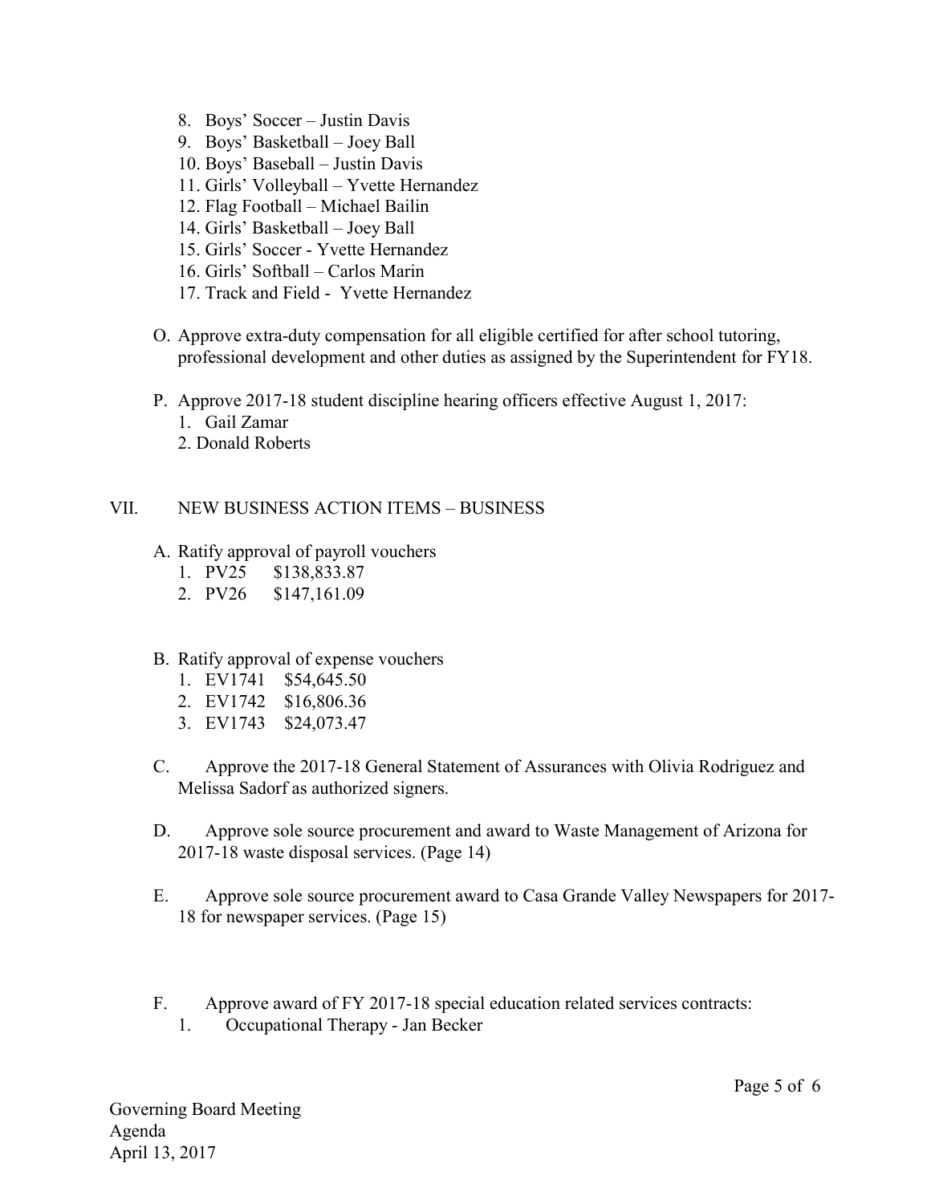8. Boys' Soccer – Justin Davis
9. Boys' Basketball – Joey Ball
10. Boys' Baseball – Justin Davis
11. Girls' Volleyball – Yvette Hernandez
12. Flag Football – Michael Bailin
14. Girls' Basketball – Joey Ball
15. Girls' Soccer - Yvette Hernandez
16. Girls' Softball – Carlos Marin
17. Track and Field - Yvette Hernandez

O. Approve extra-duty compensation for all eligible certified for after school tutoring, professional development and other duties as assigned by the Superintendent for FY18.

P. Approve 2017-18 student discipline hearing officers effective August 1, 2017:
   1. Gail Zamar
   2. Donald Roberts

## VII. NEW BUSINESS ACTION ITEMS – BUSINESS

A. Ratify approval of payroll vouchers
   1. PV25 $138,833.87
   2. PV26 $147,161.09

B. Ratify approval of expense vouchers
   1. EV1741 $54,645.50
   2. EV1742 $16,806.36
   3. EV1743 $24,073.47

C. Approve the 2017-18 General Statement of Assurances with Olivia Rodriguez and Melissa Sadorf as authorized signers.

D. Approve sole source procurement and award to Waste Management of Arizona for 2017-18 waste disposal services. (Page 14)

E. Approve sole source procurement award to Casa Grande Valley Newspapers for 2017-18 for newspaper services. (Page 15)

F. Approve award of FY 2017-18 special education related services contracts:
   1. Occupational Therapy - Jan Becker

Governing Board Meeting
Agenda
April 13, 2017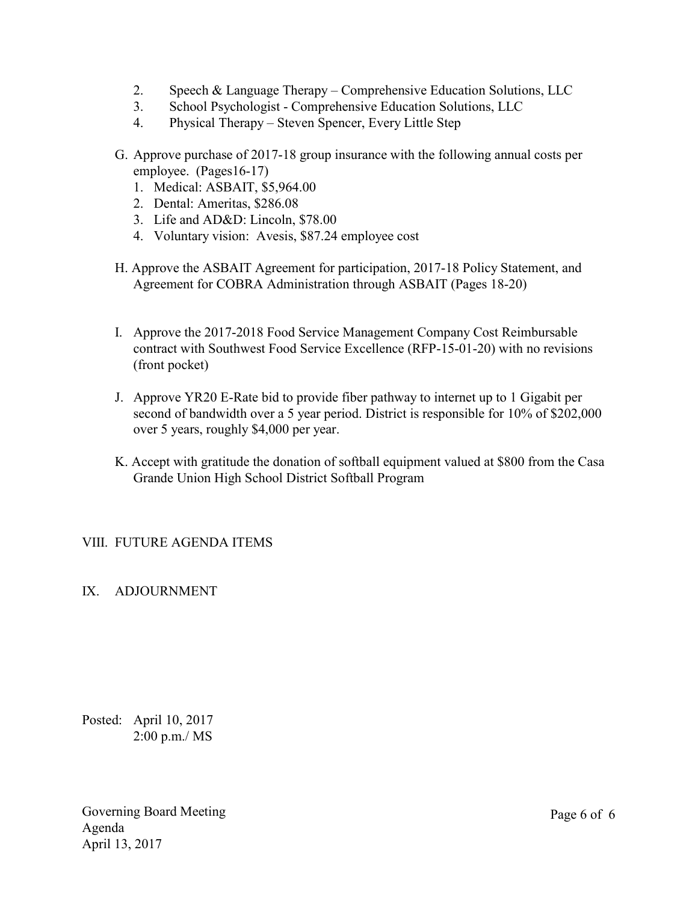2. Speech & Language Therapy – Comprehensive Education Solutions, LLC
3. School Psychologist - Comprehensive Education Solutions, LLC
4. Physical Therapy – Steven Spencer, Every Little Step

G. Approve purchase of 2017-18 group insurance with the following annual costs per employee. (Pages16-17)
   1. Medical: ASBAIT, $5,964.00
   2. Dental: Ameritas, $286.08
   3. Life and AD&D: Lincoln, $78.00
   4. Voluntary vision: Avesis, $87.24 employee cost

H. Approve the ASBAIT Agreement for participation, 2017-18 Policy Statement, and Agreement for COBRA Administration through ASBAIT (Pages 18-20)

I. Approve the 2017-2018 Food Service Management Company Cost Reimbursable contract with Southwest Food Service Excellence (RFP-15-01-20) with no revisions (front pocket)

J. Approve YR20 E-Rate bid to provide fiber pathway to internet up to 1 Gigabit per second of bandwidth over a 5 year period. District is responsible for 10% of $202,000 over 5 years, roughly $4,000 per year.

K. Accept with gratitude the donation of softball equipment valued at $800 from the Casa Grande Union High School District Softball Program

## VIII. FUTURE AGENDA ITEMS

## IX. ADJOURNMENT

Posted: April 10, 2017
2:00 p.m./ MS

Governing Board Meeting
Agenda
April 13, 2017